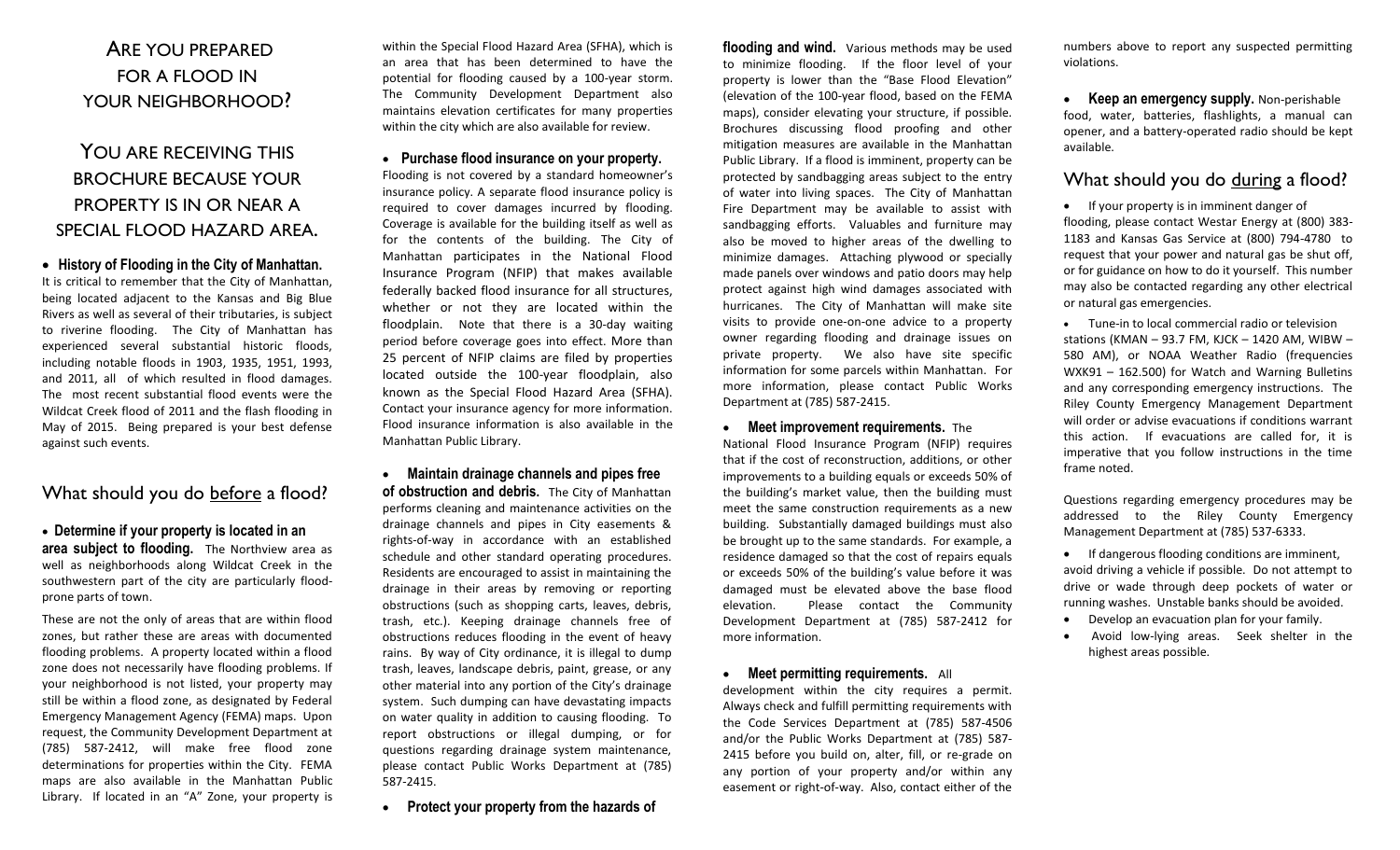# Are you prepared for a flood in your neighborhood?

## You are receiving this brochure because your property is in or near a special flood hazard area.

- **History of Flooding in the City of Manhattan.**

It is critical to remember that the City of Manhattan, being located adjacent to the Kansas and Big Blue Rivers as well as several of their tributaries, is subject to riverine flooding. The City of Manhattan has experienced several substantial historic floods, including notable floods in 1903, 1935, 1951, 1993, and 2011, all of which resulted in flood damages. The most recent substantial flood events were the Wildcat Creek flood of 2011 and the flash flooding in May of 2015. Being prepared is your best defense against such events.

## What should you do before a flood?

- **Determine if your property is located in an area subject to flooding.** The Northview area as well as neighborhoods along Wildcat Creek in the southwestern part of the city are particularly flood-prone parts of town.

These are not the only of areas that are within flood zones, but rather these are areas with documented flooding problems. A property located within a flood zone does not necessarily have flooding problems. If your neighborhood is not listed, your property may still be within a flood zone, as designated by Federal Emergency Management Agency (FEMA) maps. Upon request, the Community Development Department at (785) 587-2412, will make free flood zone determinations for properties within the City. FEMA maps are also available in the Manhattan Public Library. If located in an "A" Zone, your property is within the Special Flood Hazard Area (SFHA), which is an area that has been determined to have the potential for flooding caused by a 100-year storm. The Community Development Department also maintains elevation certificates for many properties within the city which are also available for review.

- **Purchase flood insurance on your property.** Flooding is not covered by a standard homeowner's insurance policy. A separate flood insurance policy is required to cover damages incurred by flooding. Coverage is available for the building itself as well as for the contents of the building. The City of Manhattan participates in the National Flood Insurance Program (NFIP) that makes available federally backed flood insurance for all structures, whether or not they are located within the floodplain. Note that there is a 30-day waiting period before coverage goes into effect. More than 25 percent of NFIP claims are filed by properties located outside the 100-year floodplain, also known as the Special Flood Hazard Area (SFHA). Contact your insurance agency for more information. Flood insurance information is also available in the Manhattan Public Library.

- **Maintain drainage channels and pipes free of obstruction and debris.** The City of Manhattan performs cleaning and maintenance activities on the drainage channels and pipes in City easements & rights-of-way in accordance with an established schedule and other standard operating procedures. Residents are encouraged to assist in maintaining the drainage in their areas by removing or reporting obstructions (such as shopping carts, leaves, debris, trash, etc.). Keeping drainage channels free of obstructions reduces flooding in the event of heavy rains. By way of City ordinance, it is illegal to dump trash, leaves, landscape debris, paint, grease, or any other material into any portion of the City's drainage system. Such dumping can have devastating impacts on water quality in addition to causing flooding. To report obstructions or illegal dumping, or for questions regarding drainage system maintenance, please contact Public Works Department at (785) 587-2415.

- **Protect your property from the hazards of flooding and wind.** Various methods may be used to minimize flooding. If the floor level of your property is lower than the "Base Flood Elevation" (elevation of the 100-year flood, based on the FEMA maps), consider elevating your structure, if possible. Brochures discussing flood proofing and other mitigation measures are available in the Manhattan Public Library. If a flood is imminent, property can be protected by sandbagging areas subject to the entry of water into living spaces. The City of Manhattan Fire Department may be available to assist with sandbagging efforts. Valuables and furniture may also be moved to higher areas of the dwelling to minimize damages. Attaching plywood or specially made panels over windows and patio doors may help protect against high wind damages associated with hurricanes. The City of Manhattan will make site visits to provide one-on-one advice to a property owner regarding flooding and drainage issues on private property. We also have site specific information for some parcels within Manhattan. For more information, please contact Public Works Department at (785) 587-2415.

- **Meet improvement requirements.** The National Flood Insurance Program (NFIP) requires that if the cost of reconstruction, additions, or other improvements to a building equals or exceeds 50% of the building's market value, then the building must meet the same construction requirements as a new building. Substantially damaged buildings must also be brought up to the same standards. For example, a residence damaged so that the cost of repairs equals or exceeds 50% of the building's value before it was damaged must be elevated above the base flood elevation. Please contact the Community Development Department at (785) 587-2412 for more information.

- **Meet permitting requirements.** All development within the city requires a permit. Always check and fulfill permitting requirements with the Code Services Department at (785) 587-4506 and/or the Public Works Department at (785) 587-2415 before you build on, alter, fill, or re-grade on any portion of your property and/or within any easement or right-of-way. Also, contact either of the numbers above to report any suspected permitting violations.

- **Keep an emergency supply.** Non-perishable food, water, batteries, flashlights, a manual can opener, and a battery-operated radio should be kept available.

## What should you do during a flood?

- If your property is in imminent danger of flooding, please contact Westar Energy at (800) 383-1183 and Kansas Gas Service at (800) 794-4780 to request that your power and natural gas be shut off, or for guidance on how to do it yourself. This number may also be contacted regarding any other electrical or natural gas emergencies.

- Tune-in to local commercial radio or television stations (KMAN – 93.7 FM, KJCK – 1420 AM, WIBW – 580 AM), or NOAA Weather Radio (frequencies WXK91 – 162.500) for Watch and Warning Bulletins and any corresponding emergency instructions. The Riley County Emergency Management Department will order or advise evacuations if conditions warrant this action. If evacuations are called for, it is imperative that you follow instructions in the time frame noted.

Questions regarding emergency procedures may be addressed to the Riley County Emergency Management Department at (785) 537-6333.

- If dangerous flooding conditions are imminent, avoid driving a vehicle if possible. Do not attempt to drive or wade through deep pockets of water or running washes. Unstable banks should be avoided.
- Develop an evacuation plan for your family.
- Avoid low-lying areas. Seek shelter in the highest areas possible.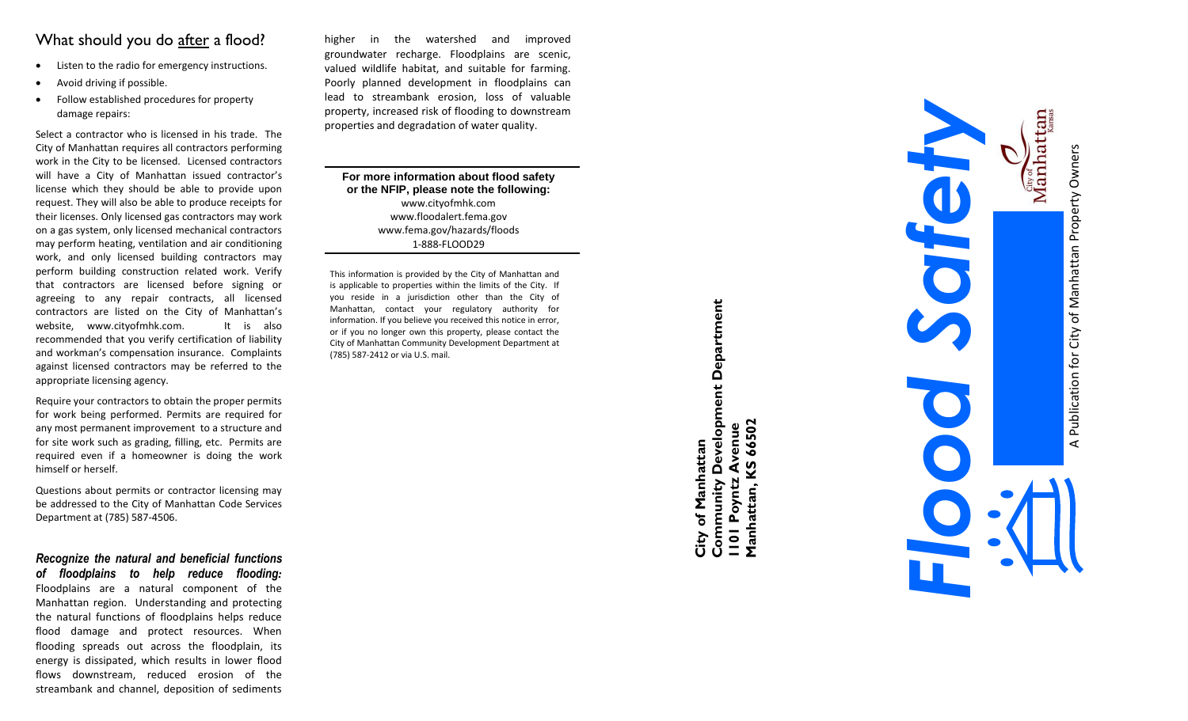## What should you do after a flood?

- Listen to the radio for emergency instructions.
- Avoid driving if possible.
- Follow established procedures for property damage repairs:

Select a contractor who is licensed in his trade. The City of Manhattan requires all contractors performing work in the City to be licensed. Licensed contractors will have a City of Manhattan issued contractor's license which they should be able to provide upon request. They will also be able to produce receipts for their licenses. Only licensed gas contractors may work on a gas system, only licensed mechanical contractors may perform heating, ventilation and air conditioning work, and only licensed building contractors may perform building construction related work. Verify that contractors are licensed before signing or agreeing to any repair contracts, all licensed contractors are listed on the City of Manhattan's website, www.cityofmhk.com. It is also recommended that you verify certification of liability and workman's compensation insurance. Complaints against licensed contractors may be referred to the appropriate licensing agency.

Require your contractors to obtain the proper permits for work being performed. Permits are required for any most permanent improvement to a structure and for site work such as grading, filling, etc. Permits are required even if a homeowner is doing the work himself or herself.

Questions about permits or contractor licensing may be addressed to the City of Manhattan Code Services Department at (785) 587-4506.

***Recognize the natural and beneficial functions of floodplains to help reduce flooding:*** Floodplains are a natural component of the Manhattan region. Understanding and protecting the natural functions of floodplains helps reduce flood damage and protect resources. When flooding spreads out across the floodplain, its energy is dissipated, which results in lower flood flows downstream, reduced erosion of the streambank and channel, deposition of sediments higher in the watershed and improved groundwater recharge. Floodplains are scenic, valued wildlife habitat, and suitable for farming. Poorly planned development in floodplains can lead to streambank erosion, loss of valuable property, increased risk of flooding to downstream properties and degradation of water quality.

---

**For more information about flood safety or the NFIP, please note the following:**

www.cityofmhk.com
www.floodalert.fema.gov
www.fema.gov/hazards/floods
1-888-FLOOD29

---

This information is provided by the City of Manhattan and is applicable to properties within the limits of the City. If you reside in a jurisdiction other than the City of Manhattan, contact your regulatory authority for information. If you believe you received this notice in error, or if you no longer own this property, please contact the City of Manhattan Community Development Department at (785) 587-2412 or via U.S. mail.

**City of Manhattan**
**Community Development Department**
**1101 Poyntz Avenue**
**Manhattan, KS 66502**

# *Flood Safety*

City of Manhattan Kansas

A Publication for City of Manhattan Property Owners